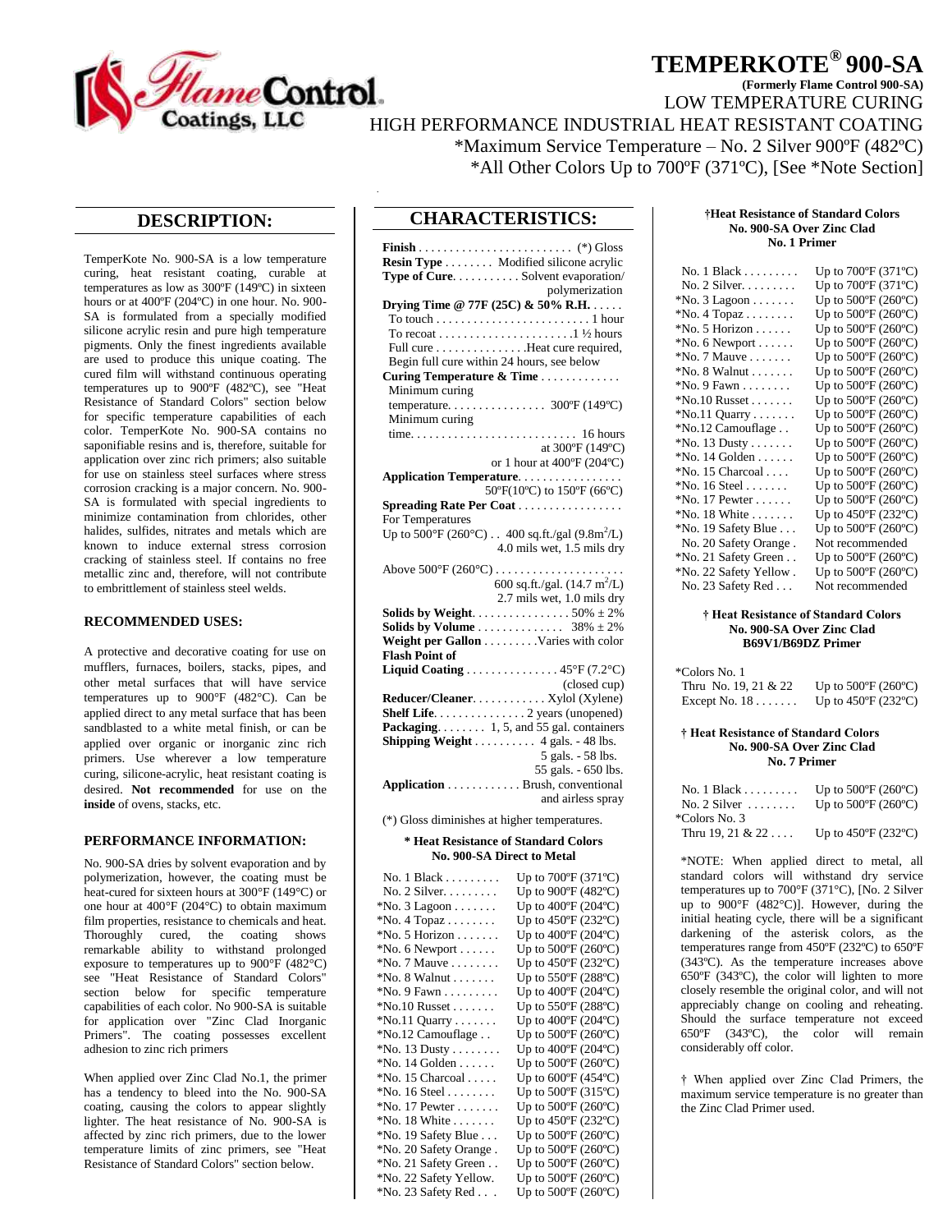# TEMPERKOTE® 900-SA

**(Formerly Flame Control 900-SA)**

LOW TEMPERATURE CURING

HIGH PERFORMANCE INDUSTRIAL HEAT RESISTANT COATING

*Maximum Service Temperature – No. 2 Silver 900ºF (482ºC)

*All Other Colors Up to 700ºF (371ºC), [See *Note Section]

## DESCRIPTION:

TemperKote No. 900-SA is a low temperature curing, heat resistant coating, curable at temperatures as low as 300ºF (149ºC) in sixteen hours or at 400ºF (204ºC) in one hour. No. 900-SA is formulated from a specially modified silicone acrylic resin and pure high temperature pigments. Only the finest ingredients available are used to produce this unique coating. The cured film will withstand continuous operating temperatures up to 900ºF (482ºC), see "Heat Resistance of Standard Colors" section below for specific temperature capabilities of each color. TemperKote No. 900-SA contains no saponifiable resins and is, therefore, suitable for application over zinc rich primers; also suitable for use on stainless steel surfaces where stress corrosion cracking is a major concern. No. 900-SA is formulated with special ingredients to minimize contamination from chlorides, other halides, sulfides, nitrates and metals which are known to induce external stress corrosion cracking of stainless steel. If contains no free metallic zinc and, therefore, will not contribute to embrittlement of stainless steel welds.

### RECOMMENDED USES:

A protective and decorative coating for use on mufflers, furnaces, boilers, stacks, pipes, and other metal surfaces that will have service temperatures up to 900ºF (482ºC). Can be applied direct to any metal surface that has been sandblasted to a white metal finish, or can be applied over organic or inorganic zinc rich primers. Use wherever a low temperature curing, silicone-acrylic, heat resistant coating is desired. **Not recommended** for use on the **inside** of ovens, stacks, etc.

### PERFORMANCE INFORMATION:

No. 900-SA dries by solvent evaporation and by polymerization, however, the coating must be heat-cured for sixteen hours at 300°F (149°C) or one hour at 400°F (204°C) to obtain maximum film properties, resistance to chemicals and heat. Thoroughly cured, the coating shows remarkable ability to withstand prolonged exposure to temperatures up to 900°F (482°C) see "Heat Resistance of Standard Colors" section below for specific temperature capabilities of each color. No 900-SA is suitable for application over "Zinc Clad Inorganic Primers". The coating possesses excellent adhesion to zinc rich primers

When applied over Zinc Clad No.1, the primer has a tendency to bleed into the No. 900-SA coating, causing the colors to appear slightly lighter. The heat resistance of No. 900-SA is affected by zinc rich primers, due to the lower temperature limits of zinc primers, see "Heat Resistance of Standard Colors" section below.

## CHARACTERISTICS:

**Finish** . . . . . . . . . . (*) Gloss

**Resin Type** . . . . . . . . Modified silicone acrylic

**Type of Cure**. . . . . . . . . . Solvent evaporation/ polymerization

**Drying Time @ 77F (25C) & 50% R.H.** . . . . .
- To touch . . . . . . . . . . 1 hour
- To recoat . . . . . . . . . . 1 ½ hours
- Full cure . . . . . . . . . . Heat cure required, Begin full cure within 24 hours, see below

**Curing Temperature & Time** . . . . . . . . . . . . .
- Minimum curing temperature. . . . . . . . . . . . . . . . 300ºF (149ºC)
- Minimum curing time. . . . . . . . . . . . 16 hours at 300ºF (149ºC) or 1 hour at 400ºF (204ºC)

**Application Temperature**. . . . . . . . . . . . . . . . . 50ºF(10ºC) to 150ºF (66ºC)

**Spreading Rate Per Coat** . . . . . . . . . . . . . . . .

For Temperatures

Up to 500°F (260°C) . . 400 sq.ft./gal ($9.8 m^2/L$) 4.0 mils wet, 1.5 mils dry

Above 500°F (260°C) . . . . . . . . . . . . . . . . . . . . . 600 sq.ft./gal. ($14.7 m^2/L$) 2.7 mils wet, 1.0 mils dry

**Solids by Weight**. . . . . . . . . . . . . . . 50% ± 2%

**Solids by Volume** . . . . . . . . . . . . . 38% ± 2%

**Weight per Gallon** . . . . . . . . . Varies with color

**Flash Point of Liquid Coating** . . . . . . . . . . . . . . . 45°F (7.2°C) (closed cup)

**Reducer/Cleaner**. . . . . . . . . . . . Xylol (Xylene)

**Shelf Life**. . . . . . . . . . . . . . . 2 years (unopened)

**Packaging**. . . . . . . . 1, 5, and 55 gal. containers

**Shipping Weight** . . . . . . . . . . 4 gals. - 48 lbs. 5 gals. - 58 lbs. 55 gals. - 650 lbs.

**Application** . . . . . . . . . . . Brush, conventional and airless spray

(*) Gloss diminishes at higher temperatures.

**\* Heat Resistance of Standard Colors No. 900-SA Direct to Metal**

| Color | Heat Resistance |
|---|---|
| No. 1 Black | Up to 700ºF (371ºC) |
| No. 2 Silver | Up to 900ºF (482ºC) |
| *No. 3 Lagoon | Up to 400ºF (204ºC) |
| *No. 4 Topaz | Up to 450ºF (232ºC) |
| *No. 5 Horizon | Up to 400ºF (204ºC) |
| *No. 6 Newport | Up to 500ºF (260ºC) |
| *No. 7 Mauve | Up to 450ºF (232ºC) |
| *No. 8 Walnut | Up to 550ºF (288ºC) |
| *No. 9 Fawn | Up to 400ºF (204ºC) |
| *No.10 Russet | Up to 550ºF (288ºC) |
| *No.11 Quarry | Up to 400ºF (204ºC) |
| *No.12 Camouflage | Up to 500ºF (260ºC) |
| *No. 13 Dusty | Up to 400ºF (204ºC) |
| *No. 14 Golden | Up to 500ºF (260ºC) |
| *No. 15 Charcoal | Up to 600ºF (454ºC) |
| *No. 16 Steel | Up to 500ºF (315ºC) |
| *No. 17 Pewter | Up to 500ºF (260ºC) |
| *No. 18 White | Up to 450ºF (232ºC) |
| *No. 19 Safety Blue | Up to 500ºF (260ºC) |
| *No. 20 Safety Orange | Up to 500ºF (260ºC) |
| *No. 21 Safety Green | Up to 500ºF (260ºC) |
| *No. 22 Safety Yellow. | Up to 500ºF (260ºC) |
| *No. 23 Safety Red | Up to 500ºF (260ºC) |

**†Heat Resistance of Standard Colors No. 900-SA Over Zinc Clad No. 1 Primer**

| Color | Heat Resistance |
|---|---|
| No. 1 Black | Up to 700ºF (371ºC) |
| No. 2 Silver | Up to 700ºF (371ºC) |
| *No. 3 Lagoon | Up to 500ºF (260ºC) |
| *No. 4 Topaz | Up to 500ºF (260ºC) |
| *No. 5 Horizon | Up to 500ºF (260ºC) |
| *No. 6 Newport | Up to 500ºF (260ºC) |
| *No. 7 Mauve | Up to 500ºF (260ºC) |
| *No. 8 Walnut | Up to 500ºF (260ºC) |
| *No. 9 Fawn | Up to 500ºF (260ºC) |
| *No.10 Russet | Up to 500ºF (260ºC) |
| *No.11 Quarry | Up to 500ºF (260ºC) |
| *No.12 Camouflage | Up to 500ºF (260ºC) |
| *No. 13 Dusty | Up to 500ºF (260ºC) |
| *No. 14 Golden | Up to 500ºF (260ºC) |
| *No. 15 Charcoal | Up to 500ºF (260ºC) |
| *No. 16 Steel | Up to 500ºF (260ºC) |
| *No. 17 Pewter | Up to 500ºF (260ºC) |
| *No. 18 White | Up to 450ºF (232ºC) |
| *No. 19 Safety Blue | Up to 500ºF (260ºC) |
| No. 20 Safety Orange | Not recommended |
| *No. 21 Safety Green | Up to 500ºF (260ºC) |
| *No. 22 Safety Yellow | Up to 500ºF (260ºC) |
| No. 23 Safety Red | Not recommended |

**† Heat Resistance of Standard Colors No. 900-SA Over Zinc Clad B69V1/B69DZ Primer**

| Color | Heat Resistance |
|---|---|
| *Colors No. 1 Thru No. 19, 21 & 22 | Up to 500ºF (260ºC) |
| Except No. 18 | Up to 450ºF (232ºC) |

**† Heat Resistance of Standard Colors No. 900-SA Over Zinc Clad No. 7 Primer**

| Color | Heat Resistance |
|---|---|
| No. 1 Black | Up to 500ºF (260ºC) |
| No. 2 Silver | Up to 500ºF (260ºC) |
| *Colors No. 3 Thru 19, 21 & 22 | Up to 450ºF (232ºC) |

*NOTE: When applied direct to metal, all standard colors will withstand dry service temperatures up to 700ºF (371ºC), [No. 2 Silver up to 900ºF (482ºC)]. However, during the initial heating cycle, there will be a significant darkening of the asterisk colors, as the temperatures range from 450ºF (232ºC) to 650ºF (343ºC). As the temperature increases above 650ºF (343ºC), the color will lighten to more closely resemble the original color, and will not appreciably change on cooling and reheating. Should the surface temperature not exceed 650ºF (343ºC), the color will remain considerably off color.

† When applied over Zinc Clad Primers, the maximum service temperature is no greater than the Zinc Clad Primer used.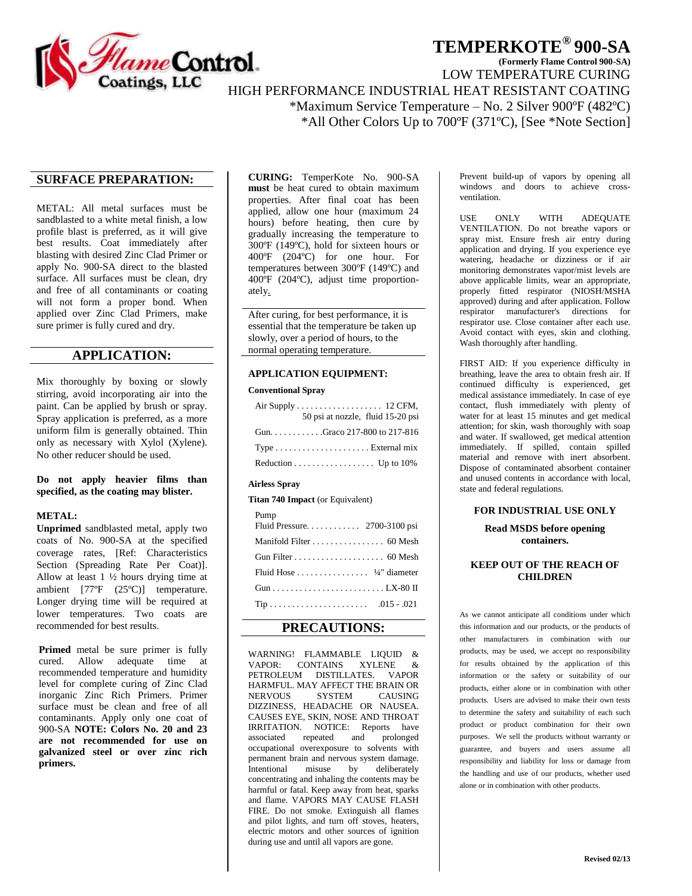# TEMPERKOTE® 900-SA

**(Formerly Flame Control 900-SA)**

LOW TEMPERATURE CURING

HIGH PERFORMANCE INDUSTRIAL HEAT RESISTANT COATING

*Maximum Service Temperature – No. 2 Silver 900ºF (482ºC)

*All Other Colors Up to 700ºF (371ºC), [See *Note Section]

## SURFACE PREPARATION:

METAL: All metal surfaces must be sandblasted to a white metal finish, a low profile blast is preferred, as it will give best results. Coat immediately after blasting with desired Zinc Clad Primer or apply No. 900-SA direct to the blasted surface. All surfaces must be clean, dry and free of all contaminants or coating will not form a proper bond. When applied over Zinc Clad Primers, make sure primer is fully cured and dry.

## APPLICATION:

Mix thoroughly by boxing or slowly stirring, avoid incorporating air into the paint. Can be applied by brush or spray. Spray application is preferred, as a more uniform film is generally obtained. Thin only as necessary with Xylol (Xylene). No other reducer should be used.

**Do not apply heavier films than specified, as the coating may blister.**

**METAL:**

**Unprimed** sandblasted metal, apply two coats of No. 900-SA at the specified coverage rates, [Ref: Characteristics Section (Spreading Rate Per Coat)]. Allow at least 1 ½ hours drying time at ambient [77ºF (25ºC)] temperature. Longer drying time will be required at lower temperatures. Two coats are recommended for best results.

**Primed** metal be sure primer is fully cured. Allow adequate time at recommended temperature and humidity level for complete curing of Zinc Clad inorganic Zinc Rich Primers. Primer surface must be clean and free of all contaminants. Apply only one coat of 900-SA **NOTE: Colors No. 20 and 23 are not recommended for use on galvanized steel or over zinc rich primers.**

**CURING:** TemperKote No. 900-SA **must** be heat cured to obtain maximum properties. After final coat has been applied, allow one hour (maximum 24 hours) before heating, then cure by gradually increasing the temperature to 300ºF (149ºC), hold for sixteen hours or 400ºF (204ºC) for one hour. For temperatures between 300ºF (149ºC) and 400ºF (204ºC), adjust time proportion-ately.

After curing, for best performance, it is essential that the temperature be taken up slowly, over a period of hours, to the normal operating temperature.

### APPLICATION EQUIPMENT:

**Conventional Spray**

| | |
|---|---|
| Air Supply | 12 CFM, 50 psi at nozzle, fluid 15-20 psi |
| Gun | Graco 217-800 to 217-816 |
| Type | External mix |
| Reduction | Up to 10% |

**Airless Spray**

**Titan 740 Impact** (or Equivalent)

| | |
|---|---|
| Pump Fluid Pressure | 2700-3100 psi |
| Manifold Filter | 60 Mesh |
| Gun Filter | 60 Mesh |
| Fluid Hose | ¼" diameter |
| Gun | LX-80 II |
| Tip | .015 - .021 |

## PRECAUTIONS:

WARNING! FLAMMABLE LIQUID & VAPOR: CONTAINS XYLENE & PETROLEUM DISTILLATES. VAPOR HARMFUL. MAY AFFECT THE BRAIN OR NERVOUS SYSTEM CAUSING DIZZINESS, HEADACHE OR NAUSEA. CAUSES EYE, SKIN, NOSE AND THROAT IRRITATION. NOTICE: Reports have associated repeated and prolonged occupational overexposure to solvents with permanent brain and nervous system damage. Intentional misuse by deliberately concentrating and inhaling the contents may be harmful or fatal. Keep away from heat, sparks and flame. VAPORS MAY CAUSE FLASH FIRE. Do not smoke. Extinguish all flames and pilot lights, and turn off stoves, heaters, electric motors and other sources of ignition during use and until all vapors are gone.

Prevent build-up of vapors by opening all windows and doors to achieve cross-ventilation.

USE ONLY WITH ADEQUATE VENTILATION. Do not breathe vapors or spray mist. Ensure fresh air entry during application and drying. If you experience eye watering, headache or dizziness or if air monitoring demonstrates vapor/mist levels are above applicable limits, wear an appropriate, properly fitted respirator (NIOSH/MSHA approved) during and after application. Follow respirator manufacturer's directions for respirator use. Close container after each use. Avoid contact with eyes, skin and clothing. Wash thoroughly after handling.

FIRST AID: If you experience difficulty in breathing, leave the area to obtain fresh air. If continued difficulty is experienced, get medical assistance immediately. In case of eye contact, flush immediately with plenty of water for at least 15 minutes and get medical attention; for skin, wash thoroughly with soap and water. If swallowed, get medical attention immediately. If spilled, contain spilled material and remove with inert absorbent. Dispose of contaminated absorbent container and unused contents in accordance with local, state and federal regulations.

**FOR INDUSTRIAL USE ONLY**

**Read MSDS before opening containers.**

**KEEP OUT OF THE REACH OF CHILDREN**

As we cannot anticipate all conditions under which this information and our products, or the products of other manufacturers in combination with our products, may be used, we accept no responsibility for results obtained by the application of this information or the safety or suitability of our products, either alone or in combination with other products. Users are advised to make their own tests to determine the safety and suitability of each such product or product combination for their own purposes. We sell the products without warranty or guarantee, and buyers and users assume all responsibility and liability for loss or damage from the handling and use of our products, whether used alone or in combination with other products.

**Revised 02/13**